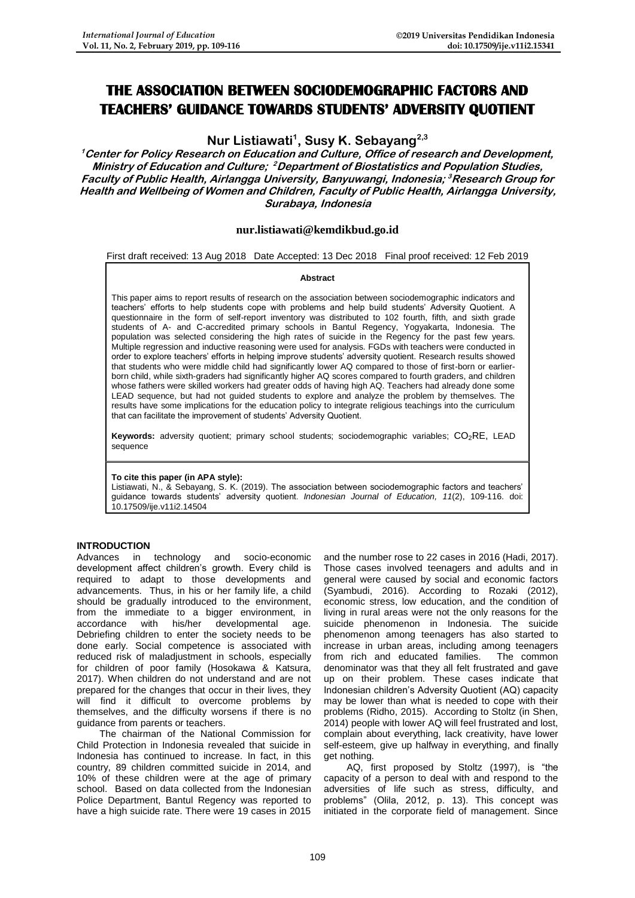# THE ASSOCIATION BETWEEN SOCIODEMOGRAPHIC FACTORS AND TEACHERS' GUIDANCE TOWARDS STUDENTS' ADVERSITY QUOTIENT

**Nur Listiawati[1], Susy K. Sebayang[2,3]**

**[1]Center for Policy Research on Education and Culture, Office of research and Development, Ministry of Education and Culture; [2]Department of Biostatistics and Population Studies, Faculty of Public Health, Airlangga University, Banyuwangi, Indonesia; [3]Research Group for Health and Wellbeing of Women and Children, Faculty of Public Health, Airlangga University, Surabaya, Indonesia**

**nur.listiawati@kemdikbud.go.id**

First draft received: 13 Aug 2018 Date Accepted: 13 Dec 2018 Final proof received: 12 Feb 2019

**Abstract**

This paper aims to report results of research on the association between sociodemographic indicators and teachers' efforts to help students cope with problems and help build students' Adversity Quotient. A questionnaire in the form of self-report inventory was distributed to 102 fourth, fifth, and sixth grade students of A- and C-accredited primary schools in Bantul Regency, Yogyakarta, Indonesia. The population was selected considering the high rates of suicide in the Regency for the past few years. Multiple regression and inductive reasoning were used for analysis. FGDs with teachers were conducted in order to explore teachers' efforts in helping improve students' adversity quotient. Research results showed that students who were middle child had significantly lower AQ compared to those of first-born or earlier-born child, while sixth-graders had significantly higher AQ scores compared to fourth graders, and children whose fathers were skilled workers had greater odds of having high AQ. Teachers had already done some LEAD sequence, but had not guided students to explore and analyze the problem by themselves. The results have some implications for the education policy to integrate religious teachings into the curriculum that can facilitate the improvement of students' Adversity Quotient.

**Keywords:** adversity quotient; primary school students; sociodemographic variables; $CO_2RE$, LEAD sequence

**To cite this paper (in APA style):**
Listiawati, N., & Sebayang, S. K. (2019). The association between sociodemographic factors and teachers' guidance towards students' adversity quotient. *Indonesian Journal of Education, 11*(2), 109-116. doi: 10.17509/ije.v11i2.14504

## INTRODUCTION

Advances in technology and socio-economic development affect children's growth. Every child is required to adapt to those developments and advancements. Thus, in his or her family life, a child should be gradually introduced to the environment, from the immediate to a bigger environment, in accordance with his/her developmental age. Debriefing children to enter the society needs to be done early. Social competence is associated with reduced risk of maladjustment in schools, especially for children of poor family (Hosokawa & Katsura, 2017). When children do not understand and are not prepared for the changes that occur in their lives, they will find it difficult to overcome problems by themselves, and the difficulty worsens if there is no guidance from parents or teachers.

The chairman of the National Commission for Child Protection in Indonesia revealed that suicide in Indonesia has continued to increase. In fact, in this country, 89 children committed suicide in 2014, and 10% of these children were at the age of primary school. Based on data collected from the Indonesian Police Department, Bantul Regency was reported to have a high suicide rate. There were 19 cases in 2015 and the number rose to 22 cases in 2016 (Hadi, 2017). Those cases involved teenagers and adults and in general were caused by social and economic factors (Syambudi, 2016). According to Rozaki (2012), economic stress, low education, and the condition of living in rural areas were not the only reasons for the suicide phenomenon in Indonesia. The suicide phenomenon among teenagers has also started to increase in urban areas, including among teenagers from rich and educated families. The common denominator was that they all felt frustrated and gave up on their problem. These cases indicate that Indonesian children's Adversity Quotient (AQ) capacity may be lower than what is needed to cope with their problems (Ridho, 2015). According to Stoltz (in Shen, 2014) people with lower AQ will feel frustrated and lost, complain about everything, lack creativity, have lower self-esteem, give up halfway in everything, and finally get nothing.

AQ, first proposed by Stoltz (1997), is "the capacity of a person to deal with and respond to the adversities of life such as stress, difficulty, and problems" (Olila, 2012, p. 13). This concept was initiated in the corporate field of management. Since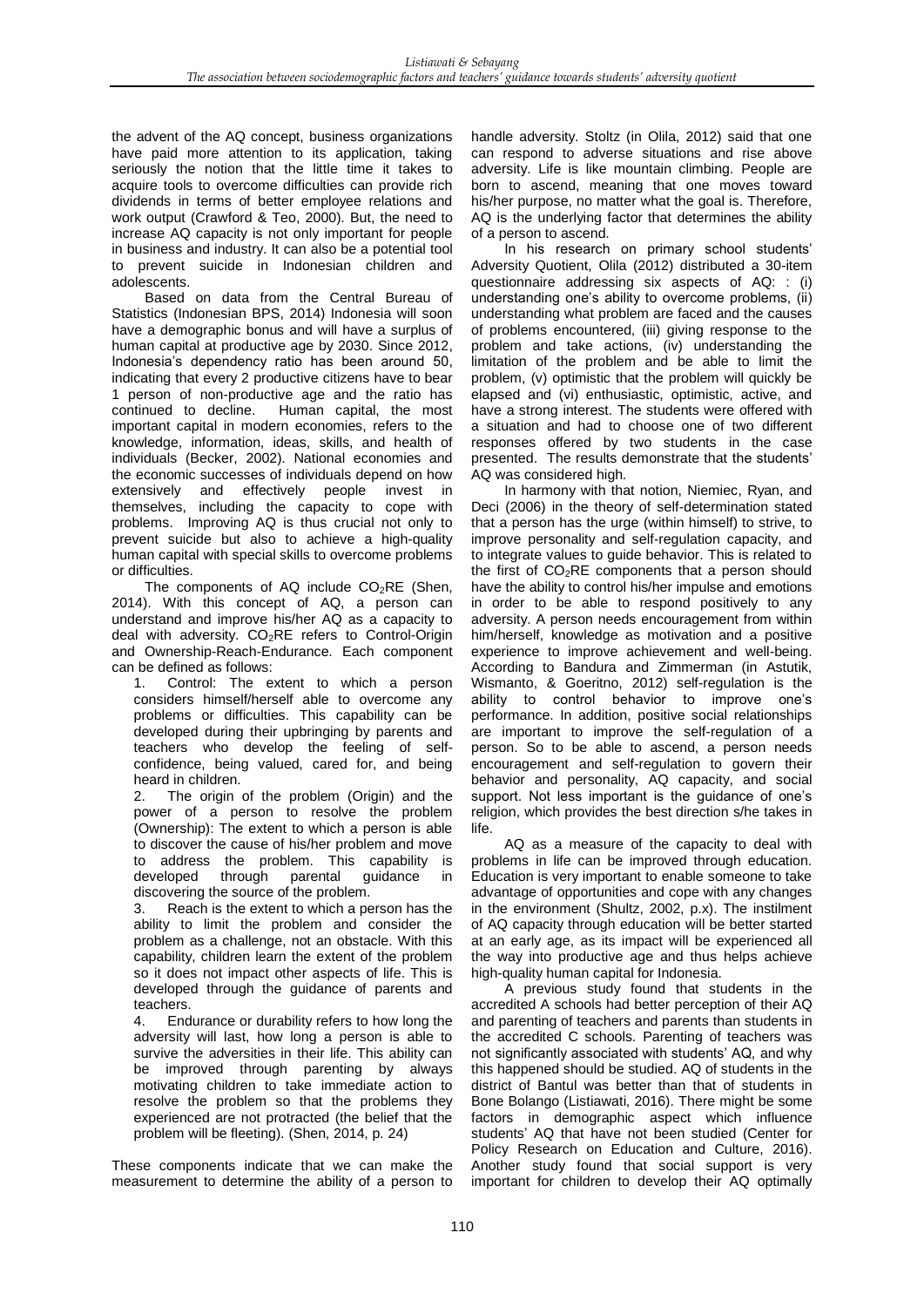the advent of the AQ concept, business organizations have paid more attention to its application, taking seriously the notion that the little time it takes to acquire tools to overcome difficulties can provide rich dividends in terms of better employee relations and work output (Crawford & Teo, 2000). But, the need to increase AQ capacity is not only important for people in business and industry. It can also be a potential tool to prevent suicide in Indonesian children and adolescents.

Based on data from the Central Bureau of Statistics (Indonesian BPS, 2014) Indonesia will soon have a demographic bonus and will have a surplus of human capital at productive age by 2030. Since 2012, Indonesia's dependency ratio has been around 50, indicating that every 2 productive citizens have to bear 1 person of non-productive age and the ratio has continued to decline. Human capital, the most important capital in modern economies, refers to the knowledge, information, ideas, skills, and health of individuals (Becker, 2002). National economies and the economic successes of individuals depend on how extensively and effectively people invest in themselves, including the capacity to cope with problems. Improving AQ is thus crucial not only to prevent suicide but also to achieve a high-quality human capital with special skills to overcome problems or difficulties.

The components of AQ include $CO_2RE$ (Shen, 2014). With this concept of AQ, a person can understand and improve his/her AQ as a capacity to deal with adversity. $CO_2RE$ refers to Control-Origin and Ownership-Reach-Endurance. Each component can be defined as follows:

1. Control: The extent to which a person considers himself/herself able to overcome any problems or difficulties. This capability can be developed during their upbringing by parents and teachers who develop the feeling of self-confidence, being valued, cared for, and being heard in children.
2. The origin of the problem (Origin) and the power of a person to resolve the problem (Ownership): The extent to which a person is able to discover the cause of his/her problem and move to address the problem. This capability is developed through parental guidance in discovering the source of the problem.
3. Reach is the extent to which a person has the ability to limit the problem and consider the problem as a challenge, not an obstacle. With this capability, children learn the extent of the problem so it does not impact other aspects of life. This is developed through the guidance of parents and teachers.
4. Endurance or durability refers to how long the adversity will last, how long a person is able to survive the adversities in their life. This ability can be improved through parenting by always motivating children to take immediate action to resolve the problem so that the problems they experienced are not protracted (the belief that the problem will be fleeting). (Shen, 2014, p. 24)

These components indicate that we can make the measurement to determine the ability of a person to handle adversity. Stoltz (in Olila, 2012) said that one can respond to adverse situations and rise above adversity. Life is like mountain climbing. People are born to ascend, meaning that one moves toward his/her purpose, no matter what the goal is. Therefore, AQ is the underlying factor that determines the ability of a person to ascend.

In his research on primary school students' Adversity Quotient, Olila (2012) distributed a 30-item questionnaire addressing six aspects of AQ: : (i) understanding one's ability to overcome problems, (ii) understanding what problem are faced and the causes of problems encountered, (iii) giving response to the problem and take actions, (iv) understanding the limitation of the problem and be able to limit the problem, (v) optimistic that the problem will quickly be elapsed and (vi) enthusiastic, optimistic, active, and have a strong interest. The students were offered with a situation and had to choose one of two different responses offered by two students in the case presented. The results demonstrate that the students' AQ was considered high.

In harmony with that notion, Niemiec, Ryan, and Deci (2006) in the theory of self-determination stated that a person has the urge (within himself) to strive, to improve personality and self-regulation capacity, and to integrate values to guide behavior. This is related to the first of $CO_2RE$ components that a person should have the ability to control his/her impulse and emotions in order to be able to respond positively to any adversity. A person needs encouragement from within him/herself, knowledge as motivation and a positive experience to improve achievement and well-being. According to Bandura and Zimmerman (in Astutik, Wismanto, & Goeritno, 2012) self-regulation is the ability to control behavior to improve one's performance. In addition, positive social relationships are important to improve the self-regulation of a person. So to be able to ascend, a person needs encouragement and self-regulation to govern their behavior and personality, AQ capacity, and social support. Not less important is the guidance of one's religion, which provides the best direction s/he takes in life.

AQ as a measure of the capacity to deal with problems in life can be improved through education. Education is very important to enable someone to take advantage of opportunities and cope with any changes in the environment (Shultz, 2002, p.x). The instilment of AQ capacity through education will be better started at an early age, as its impact will be experienced all the way into productive age and thus helps achieve high-quality human capital for Indonesia.

A previous study found that students in the accredited A schools had better perception of their AQ and parenting of teachers and parents than students in the accredited C schools. Parenting of teachers was not significantly associated with students' AQ, and why this happened should be studied. AQ of students in the district of Bantul was better than that of students in Bone Bolango (Listiawati, 2016). There might be some factors in demographic aspect which influence students' AQ that have not been studied (Center for Policy Research on Education and Culture, 2016). Another study found that social support is very important for children to develop their AQ optimally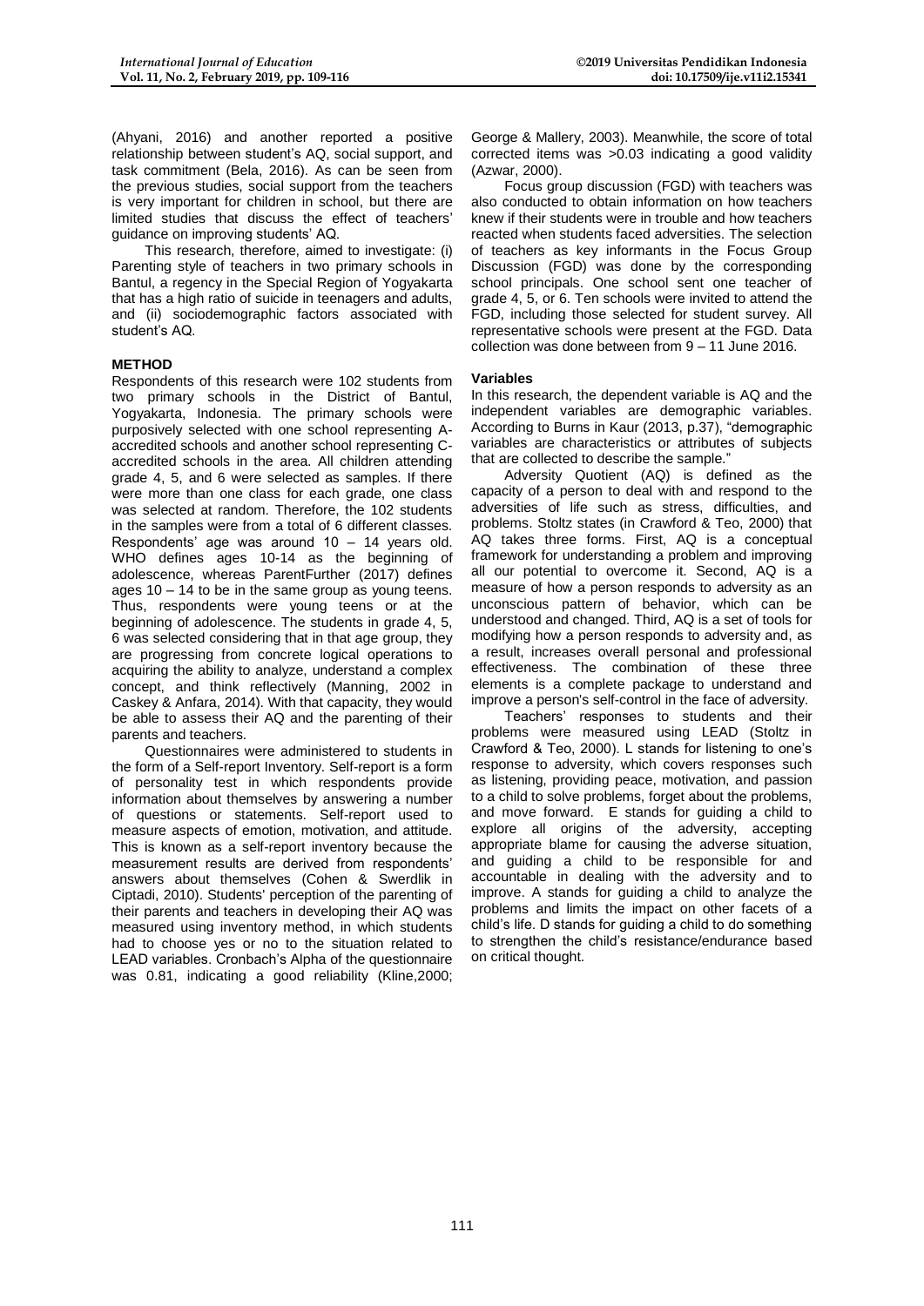(Ahyani, 2016) and another reported a positive relationship between student's AQ, social support, and task commitment (Bela, 2016). As can be seen from the previous studies, social support from the teachers is very important for children in school, but there are limited studies that discuss the effect of teachers' guidance on improving students' AQ.

This research, therefore, aimed to investigate: (i) Parenting style of teachers in two primary schools in Bantul, a regency in the Special Region of Yogyakarta that has a high ratio of suicide in teenagers and adults, and (ii) sociodemographic factors associated with student's AQ.

## METHOD

Respondents of this research were 102 students from two primary schools in the District of Bantul, Yogyakarta, Indonesia. The primary schools were purposively selected with one school representing A-accredited schools and another school representing C-accredited schools in the area. All children attending grade 4, 5, and 6 were selected as samples. If there were more than one class for each grade, one class was selected at random. Therefore, the 102 students in the samples were from a total of 6 different classes. Respondents' age was around 10 – 14 years old. WHO defines ages 10-14 as the beginning of adolescence, whereas ParentFurther (2017) defines ages 10 – 14 to be in the same group as young teens. Thus, respondents were young teens or at the beginning of adolescence. The students in grade 4, 5, 6 was selected considering that in that age group, they are progressing from concrete logical operations to acquiring the ability to analyze, understand a complex concept, and think reflectively (Manning, 2002 in Caskey & Anfara, 2014). With that capacity, they would be able to assess their AQ and the parenting of their parents and teachers.

Questionnaires were administered to students in the form of a Self-report Inventory. Self-report is a form of personality test in which respondents provide information about themselves by answering a number of questions or statements. Self-report used to measure aspects of emotion, motivation, and attitude. This is known as a self-report inventory because the measurement results are derived from respondents' answers about themselves (Cohen & Swerdlik in Ciptadi, 2010). Students' perception of the parenting of their parents and teachers in developing their AQ was measured using inventory method, in which students had to choose yes or no to the situation related to LEAD variables. Cronbach's Alpha of the questionnaire was 0.81, indicating a good reliability (Kline,2000; George & Mallery, 2003). Meanwhile, the score of total corrected items was >0.03 indicating a good validity (Azwar, 2000).

Focus group discussion (FGD) with teachers was also conducted to obtain information on how teachers knew if their students were in trouble and how teachers reacted when students faced adversities. The selection of teachers as key informants in the Focus Group Discussion (FGD) was done by the corresponding school principals. One school sent one teacher of grade 4, 5, or 6. Ten schools were invited to attend the FGD, including those selected for student survey. All representative schools were present at the FGD. Data collection was done between from 9 – 11 June 2016.

### Variables

In this research, the dependent variable is AQ and the independent variables are demographic variables. According to Burns in Kaur (2013, p.37), "demographic variables are characteristics or attributes of subjects that are collected to describe the sample."

Adversity Quotient (AQ) is defined as the capacity of a person to deal with and respond to the adversities of life such as stress, difficulties, and problems. Stoltz states (in Crawford & Teo, 2000) that AQ takes three forms. First, AQ is a conceptual framework for understanding a problem and improving all our potential to overcome it. Second, AQ is a measure of how a person responds to adversity as an unconscious pattern of behavior, which can be understood and changed. Third, AQ is a set of tools for modifying how a person responds to adversity and, as a result, increases overall personal and professional effectiveness. The combination of these three elements is a complete package to understand and improve a person's self-control in the face of adversity.

Teachers' responses to students and their problems were measured using LEAD (Stoltz in Crawford & Teo, 2000). L stands for listening to one's response to adversity, which covers responses such as listening, providing peace, motivation, and passion to a child to solve problems, forget about the problems, and move forward. E stands for guiding a child to explore all origins of the adversity, accepting appropriate blame for causing the adverse situation, and guiding a child to be responsible for and accountable in dealing with the adversity and to improve. A stands for guiding a child to analyze the problems and limits the impact on other facets of a child's life. D stands for guiding a child to do something to strengthen the child's resistance/endurance based on critical thought.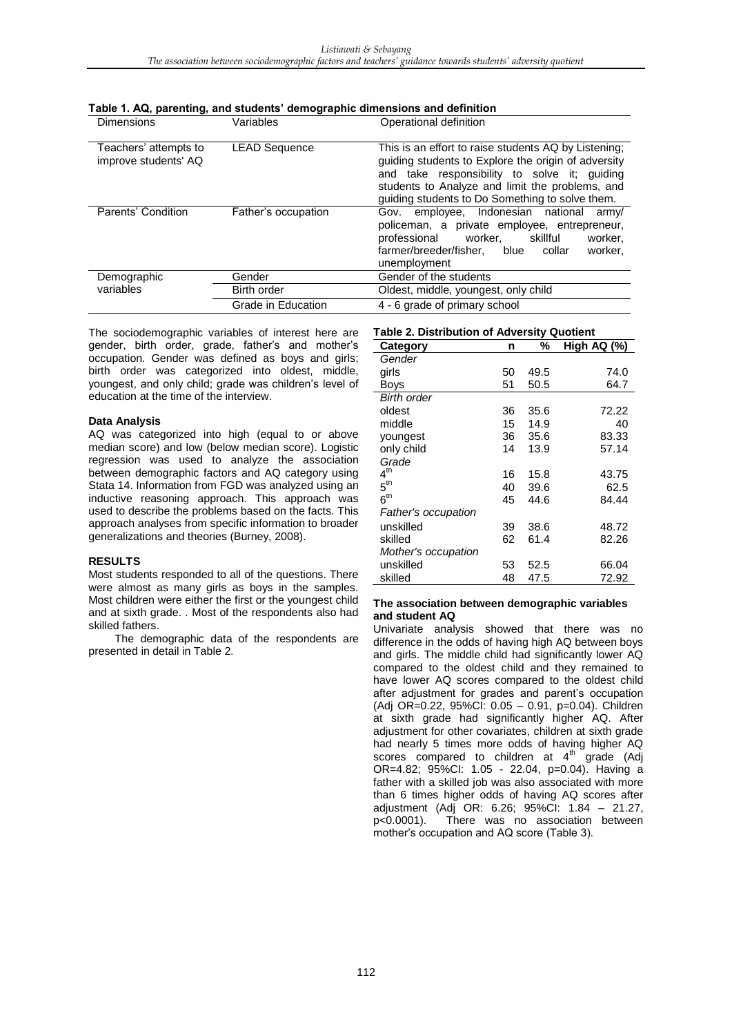**Table 1. AQ, parenting, and students' demographic dimensions and definition**

| Dimensions | Variables | Operational definition |
|---|---|---|
| Teachers' attempts to improve students' AQ | LEAD Sequence | This is an effort to raise students AQ by Listening; guiding students to Explore the origin of adversity and take responsibility to solve it; guiding students to Analyze and limit the problems, and guiding students to Do Something to solve them. |
| Parents' Condition | Father's occupation | Gov. employee, Indonesian national army/ policeman, a private employee, entrepreneur, professional worker, skillful worker, farmer/breeder/fisher, blue collar worker, unemployment |
| Demographic variables | Gender | Gender of the students |
| | Birth order | Oldest, middle, youngest, only child |
| | Grade in Education | 4 - 6 grade of primary school |

The sociodemographic variables of interest here are gender, birth order, grade, father's and mother's occupation. Gender was defined as boys and girls; birth order was categorized into oldest, middle, youngest, and only child; grade was children's level of education at the time of the interview.

### Data Analysis

AQ was categorized into high (equal to or above median score) and low (below median score). Logistic regression was used to analyze the association between demographic factors and AQ category using Stata 14. Information from FGD was analyzed using an inductive reasoning approach. This approach was used to describe the problems based on the facts. This approach analyses from specific information to broader generalizations and theories (Burney, 2008).

## RESULTS

Most students responded to all of the questions. There were almost as many girls as boys in the samples. Most children were either the first or the youngest child and at sixth grade. . Most of the respondents also had skilled fathers.

The demographic data of the respondents are presented in detail in Table 2.

**Table 2. Distribution of Adversity Quotient**

| Category | n | % | High AQ (%) |
|---|---|---|---|
| *Gender* | | | |
| girls | 50 | 49.5 | 74.0 |
| Boys | 51 | 50.5 | 64.7 |
| *Birth order* | | | |
| oldest | 36 | 35.6 | 72.22 |
| middle | 15 | 14.9 | 40 |
| youngest | 36 | 35.6 | 83.33 |
| only child | 14 | 13.9 | 57.14 |
| *Grade* | | | |
| 4[th] | 16 | 15.8 | 43.75 |
| 5[th] | 40 | 39.6 | 62.5 |
| 6[th] | 45 | 44.6 | 84.44 |
| *Father's occupation* | | | |
| unskilled | 39 | 38.6 | 48.72 |
| skilled | 62 | 61.4 | 82.26 |
| *Mother's occupation* | | | |
| unskilled | 53 | 52.5 | 66.04 |
| skilled | 48 | 47.5 | 72.92 |

### The association between demographic variables and student AQ

Univariate analysis showed that there was no difference in the odds of having high AQ between boys and girls. The middle child had significantly lower AQ compared to the oldest child and they remained to have lower AQ scores compared to the oldest child after adjustment for grades and parent's occupation (Adj OR=0.22, 95%CI: 0.05 – 0.91, p=0.04). Children at sixth grade had significantly higher AQ. After adjustment for other covariates, children at sixth grade had nearly 5 times more odds of having higher AQ scores compared to children at 4[th] grade (Adj OR=4.82; 95%CI: 1.05 - 22.04, p=0.04). Having a father with a skilled job was also associated with more than 6 times higher odds of having AQ scores after adjustment (Adj OR: 6.26; 95%CI: 1.84 – 21.27, p<0.0001). There was no association between mother's occupation and AQ score (Table 3).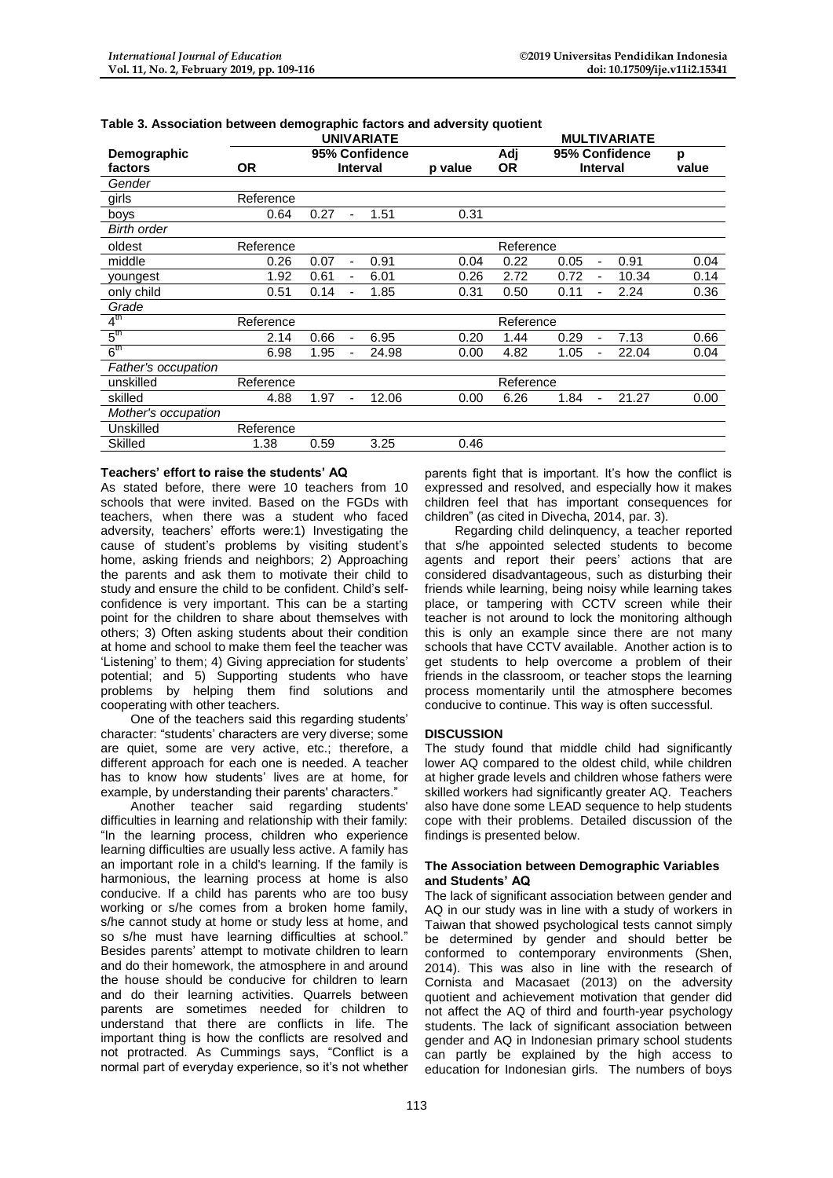**Table 3. Association between demographic factors and adversity quotient**

| Demographic factors | UNIVARIATE | | | | MULTIVARIATE | | |
|---|---|---|---|---|---|---|---|
| | OR | 95% Confidence Interval | p value | | Adj OR | 95% Confidence Interval | p value |
| *Gender* | | | | | | | |
| girls | Reference | | | | | | |
| boys | 0.64 | 0.27 - 1.51 | 0.31 | | | | |
| *Birth order* | | | | | | | |
| oldest | Reference | | | | Reference | | |
| middle | 0.26 | 0.07 - 0.91 | 0.04 | | 0.22 | 0.05 - 0.91 | 0.04 |
| youngest | 1.92 | 0.61 - 6.01 | 0.26 | | 2.72 | 0.72 - 10.34 | 0.14 |
| only child | 0.51 | 0.14 - 1.85 | 0.31 | | 0.50 | 0.11 - 2.24 | 0.36 |
| *Grade* | | | | | | | |
| 4th | Reference | | | | Reference | | |
| 5th | 2.14 | 0.66 - 6.95 | 0.20 | | 1.44 | 0.29 - 7.13 | 0.66 |
| 6th | 6.98 | 1.95 - 24.98 | 0.00 | | 4.82 | 1.05 - 22.04 | 0.04 |
| *Father's occupation* | | | | | | | |
| unskilled | Reference | | | | Reference | | |
| skilled | 4.88 | 1.97 - 12.06 | 0.00 | | 6.26 | 1.84 - 21.27 | 0.00 |
| *Mother's occupation* | | | | | | | |
| Unskilled | Reference | | | | | | |
| Skilled | 1.38 | 0.59 3.25 | 0.46 | | | | |

**Teachers' effort to raise the students' AQ**

As stated before, there were 10 teachers from 10 schools that were invited. Based on the FGDs with teachers, when there was a student who faced adversity, teachers' efforts were:1) Investigating the cause of student's problems by visiting student's home, asking friends and neighbors; 2) Approaching the parents and ask them to motivate their child to study and ensure the child to be confident. Child's self-confidence is very important. This can be a starting point for the children to share about themselves with others; 3) Often asking students about their condition at home and school to make them feel the teacher was 'Listening' to them; 4) Giving appreciation for students' potential; and 5) Supporting students who have problems by helping them find solutions and cooperating with other teachers.

One of the teachers said this regarding students' character: "students' characters are very diverse; some are quiet, some are very active, etc.; therefore, a different approach for each one is needed. A teacher has to know how students' lives are at home, for example, by understanding their parents' characters."

Another teacher said regarding students' difficulties in learning and relationship with their family: "In the learning process, children who experience learning difficulties are usually less active. A family has an important role in a child's learning. If the family is harmonious, the learning process at home is also conducive. If a child has parents who are too busy working or s/he comes from a broken home family, s/he cannot study at home or study less at home, and so s/he must have learning difficulties at school." Besides parents' attempt to motivate children to learn and do their homework, the atmosphere in and around the house should be conducive for children to learn and do their learning activities. Quarrels between parents are sometimes needed for children to understand that there are conflicts in life. The important thing is how the conflicts are resolved and not protracted. As Cummings says, "Conflict is a normal part of everyday experience, so it's not whether parents fight that is important. It's how the conflict is expressed and resolved, and especially how it makes children feel that has important consequences for children" (as cited in Divecha, 2014, par. 3).

Regarding child delinquency, a teacher reported that s/he appointed selected students to become agents and report their peers' actions that are considered disadvantageous, such as disturbing their friends while learning, being noisy while learning takes place, or tampering with CCTV screen while their teacher is not around to lock the monitoring although this is only an example since there are not many schools that have CCTV available. Another action is to get students to help overcome a problem of their friends in the classroom, or teacher stops the learning process momentarily until the atmosphere becomes conducive to continue. This way is often successful.

## DISCUSSION

The study found that middle child had significantly lower AQ compared to the oldest child, while children at higher grade levels and children whose fathers were skilled workers had significantly greater AQ. Teachers also have done some LEAD sequence to help students cope with their problems. Detailed discussion of the findings is presented below.

### The Association between Demographic Variables and Students' AQ

The lack of significant association between gender and AQ in our study was in line with a study of workers in Taiwan that showed psychological tests cannot simply be determined by gender and should better be conformed to contemporary environments (Shen, 2014). This was also in line with the research of Cornista and Macasaet (2013) on the adversity quotient and achievement motivation that gender did not affect the AQ of third and fourth-year psychology students. The lack of significant association between gender and AQ in Indonesian primary school students can partly be explained by the high access to education for Indonesian girls. The numbers of boys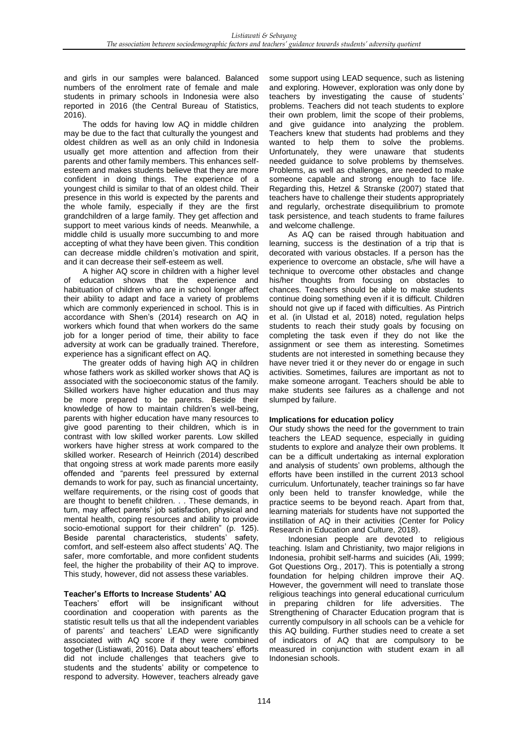and girls in our samples were balanced. Balanced numbers of the enrolment rate of female and male students in primary schools in Indonesia were also reported in 2016 (the Central Bureau of Statistics, 2016).

The odds for having low AQ in middle children may be due to the fact that culturally the youngest and oldest children as well as an only child in Indonesia usually get more attention and affection from their parents and other family members. This enhances self-esteem and makes students believe that they are more confident in doing things. The experience of a youngest child is similar to that of an oldest child. Their presence in this world is expected by the parents and the whole family, especially if they are the first grandchildren of a large family. They get affection and support to meet various kinds of needs. Meanwhile, a middle child is usually more succumbing to and more accepting of what they have been given. This condition can decrease middle children's motivation and spirit, and it can decrease their self-esteem as well.

A higher AQ score in children with a higher level of education shows that the experience and habituation of children who are in school longer affect their ability to adapt and face a variety of problems which are commonly experienced in school. This is in accordance with Shen's (2014) research on AQ in workers which found that when workers do the same job for a longer period of time, their ability to face adversity at work can be gradually trained. Therefore, experience has a significant effect on AQ.

The greater odds of having high AQ in children whose fathers work as skilled worker shows that AQ is associated with the socioeconomic status of the family. Skilled workers have higher education and thus may be more prepared to be parents. Beside their knowledge of how to maintain children's well-being, parents with higher education have many resources to give good parenting to their children, which is in contrast with low skilled worker parents. Low skilled workers have higher stress at work compared to the skilled worker. Research of Heinrich (2014) described that ongoing stress at work made parents more easily offended and "parents feel pressured by external demands to work for pay, such as financial uncertainty, welfare requirements, or the rising cost of goods that are thought to benefit children. . . These demands, in turn, may affect parents' job satisfaction, physical and mental health, coping resources and ability to provide socio-emotional support for their children" (p. 125). Beside parental characteristics, students' safety, comfort, and self-esteem also affect students' AQ. The safer, more comfortable, and more confident students feel, the higher the probability of their AQ to improve. This study, however, did not assess these variables.

**Teacher's Efforts to Increase Students' AQ**

Teachers' effort will be insignificant without coordination and cooperation with parents as the statistic result tells us that all the independent variables of parents' and teachers' LEAD were significantly associated with AQ score if they were combined together (Listiawati, 2016). Data about teachers' efforts did not include challenges that teachers give to students and the students' ability or competence to respond to adversity. However, teachers already gave some support using LEAD sequence, such as listening and exploring. However, exploration was only done by teachers by investigating the cause of students' problems. Teachers did not teach students to explore their own problem, limit the scope of their problems, and give guidance into analyzing the problem. Teachers knew that students had problems and they wanted to help them to solve the problems. Unfortunately, they were unaware that students needed guidance to solve problems by themselves. Problems, as well as challenges, are needed to make someone capable and strong enough to face life. Regarding this, Hetzel & Stranske (2007) stated that teachers have to challenge their students appropriately and regularly, orchestrate disequilibrium to promote task persistence, and teach students to frame failures and welcome challenge.

As AQ can be raised through habituation and learning, success is the destination of a trip that is decorated with various obstacles. If a person has the experience to overcome an obstacle, s/he will have a technique to overcome other obstacles and change his/her thoughts from focusing on obstacles to chances. Teachers should be able to make students continue doing something even if it is difficult. Children should not give up if faced with difficulties. As Pintrich et al. (in Ulstad et al, 2018) noted, regulation helps students to reach their study goals by focusing on completing the task even if they do not like the assignment or see them as interesting. Sometimes students are not interested in something because they have never tried it or they never do or engage in such activities. Sometimes, failures are important as not to make someone arrogant. Teachers should be able to make students see failures as a challenge and not slumped by failure.

**Implications for education policy**

Our study shows the need for the government to train teachers the LEAD sequence, especially in guiding students to explore and analyze their own problems. It can be a difficult undertaking as internal exploration and analysis of students' own problems, although the efforts have been instilled in the current 2013 school curriculum. Unfortunately, teacher trainings so far have only been held to transfer knowledge, while the practice seems to be beyond reach. Apart from that, learning materials for students have not supported the instillation of AQ in their activities (Center for Policy Research in Education and Culture, 2018).

Indonesian people are devoted to religious teaching. Islam and Christianity, two major religions in Indonesia, prohibit self-harms and suicides (Ali, 1999; Got Questions Org., 2017). This is potentially a strong foundation for helping children improve their AQ. However, the government will need to translate those religious teachings into general educational curriculum in preparing children for life adversities. The Strengthening of Character Education program that is currently compulsory in all schools can be a vehicle for this AQ building. Further studies need to create a set of indicators of AQ that are compulsory to be measured in conjunction with student exam in all Indonesian schools.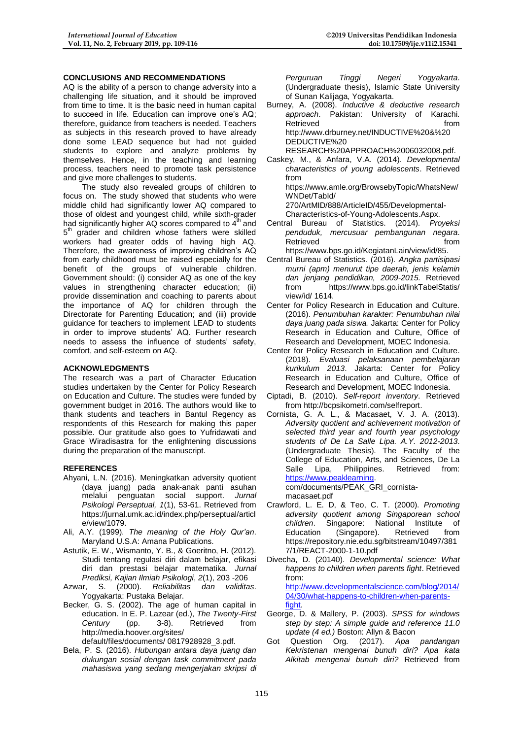## CONCLUSIONS AND RECOMMENDATIONS

AQ is the ability of a person to change adversity into a challenging life situation, and it should be improved from time to time. It is the basic need in human capital to succeed in life. Education can improve one's AQ; therefore, guidance from teachers is needed. Teachers as subjects in this research proved to have already done some LEAD sequence but had not guided students to explore and analyze problems by themselves. Hence, in the teaching and learning process, teachers need to promote task persistence and give more challenges to students.

The study also revealed groups of children to focus on. The study showed that students who were middle child had significantly lower AQ compared to those of oldest and youngest child, while sixth-grader had significantly higher AQ scores compared to 4th and 5th grader and children whose fathers were skilled workers had greater odds of having high AQ. Therefore, the awareness of improving children's AQ from early childhood must be raised especially for the benefit of the groups of vulnerable children. Government should: (i) consider AQ as one of the key values in strengthening character education; (ii) provide dissemination and coaching to parents about the importance of AQ for children through the Directorate for Parenting Education; and (iii) provide guidance for teachers to implement LEAD to students in order to improve students' AQ. Further research needs to assess the influence of students' safety, comfort, and self-esteem on AQ.

## ACKNOWLEDGMENTS

The research was a part of Character Education studies undertaken by the Center for Policy Research on Education and Culture. The studies were funded by government budget in 2016. The authors would like to thank students and teachers in Bantul Regency as respondents of this Research for making this paper possible. Our gratitude also goes to Yufridawati and Grace Wiradisastra for the enlightening discussions during the preparation of the manuscript.

## REFERENCES

Ahyani, L.N. (2016). Meningkatkan adversity quotient (daya juang) pada anak-anak panti asuhan melalui penguatan social support. *Jurnal Psikologi Perseptual, 1*(1), 53-61. Retrieved from https://jurnal.umk.ac.id/index.php/perseptual/article/view/1079.

Ali, A.Y. (1999). *The meaning of the Holy Qur'an*. Maryland U.S.A: Amana Publications.

Astutik, E. W., Wismanto, Y. B., & Goeritno, H. (2012). Studi tentang regulasi diri dalam belajar, efikasi diri dan prestasi belajar matematika. *Jurnal Prediksi, Kajian Ilmiah Psikologi*, *2*(1), 203 -206

Azwar, S. (2000). *Reliabilitas dan validitas*. Yogyakarta: Pustaka Belajar.

Becker, G. S. (2002). The age of human capital in education. In E. P. Lazear (ed.), *The Twenty-First Century* (pp. 3-8). Retrieved from http://media.hoover.org/sites/default/files/documents/ 0817928928_3.pdf.

Bela, P. S. (2016). *Hubungan antara daya juang dan dukungan sosial dengan task commitment pada mahasiswa yang sedang mengerjakan skripsi di Perguruan Tinggi Negeri Yogyakarta*. (Undergraduate thesis), Islamic State University of Sunan Kalijaga, Yogyakarta.

Burney, A. (2008). *Inductive & deductive research approach*. Pakistan: University of Karachi. Retrieved from http://www.drburney.net/INDUCTIVE%20&%20DEDUCTIVE%20RESEARCH%20APPROACH%2006032008.pdf.

Caskey, M., & Anfara, V.A. (2014). *Developmental characteristics of young adolescents*. Retrieved from https://www.amle.org/BrowsebyTopic/WhatsNew/WNDet/TabId/270/ArtMID/888/ArticleID/455/Developmental-Characteristics-of-Young-Adolescents.Aspx.

Central Bureau of Statistics. (2014). *Proyeksi penduduk, mercusuar pembangunan negara*. Retrieved from https://www.bps.go.id/KegiatanLain/view/id/85.

Central Bureau of Statistics. (2016). *Angka partisipasi murni (apm) menurut tipe daerah, jenis kelamin dan jenjang pendidikan, 2009-2015.* Retrieved from https://www.bps.go.id/linkTabelStatis/view/id/ 1614.

Center for Policy Research in Education and Culture. (2016). *Penumbuhan karakter: Penumbuhan nilai daya juang pada siswa.* Jakarta: Center for Policy Research in Education and Culture, Office of Research and Development, MOEC Indonesia.

Center for Policy Research in Education and Culture. (2018). *Evaluasi pelaksanaan pembelajaran kurikulum 2013*. Jakarta: Center for Policy Research in Education and Culture, Office of Research and Development, MOEC Indonesia.

Ciptadi, B. (2010). *Self-report inventory*. Retrieved from http://bcpsikometri.com/selfreport.

Cornista, G. A. L., & Macasaet, V. J. A. (2013). *Adversity quotient and achievement motivation of selected third year and fourth year psychology students of De La Salle Lipa. A.Y. 2012-2013.* (Undergraduate Thesis). The Faculty of the College of Education, Arts, and Sciences, De La Salle Lipa, Philippines. Retrieved from: https://www.peaklearning.com/documents/PEAK_GRI_cornista-macasaet.pdf

Crawford, L. E. D, & Teo, C. T. (2000). *Promoting adversity quotient among Singaporean school children*. Singapore: National Institute of Education (Singapore). Retrieved from https://repository.nie.edu.sg/bitstream/10497/3817/1/REACT-2000-1-10.pdf

Divecha, D. (20140). *Developmental science: What happens to children when parents fight*. Retrieved from: http://www.developmentalscience.com/blog/2014/04/30/what-happens-to-children-when-parents-fight.

George, D. & Mallery, P. (2003). *SPSS for windows step by step: A simple guide and reference 11.0 update (4 ed.)* Boston: Allyn & Bacon

Got Question Org. (2017). *Apa pandangan Kekristenan mengenai bunuh diri? Apa kata Alkitab mengenai bunuh diri?* Retrieved from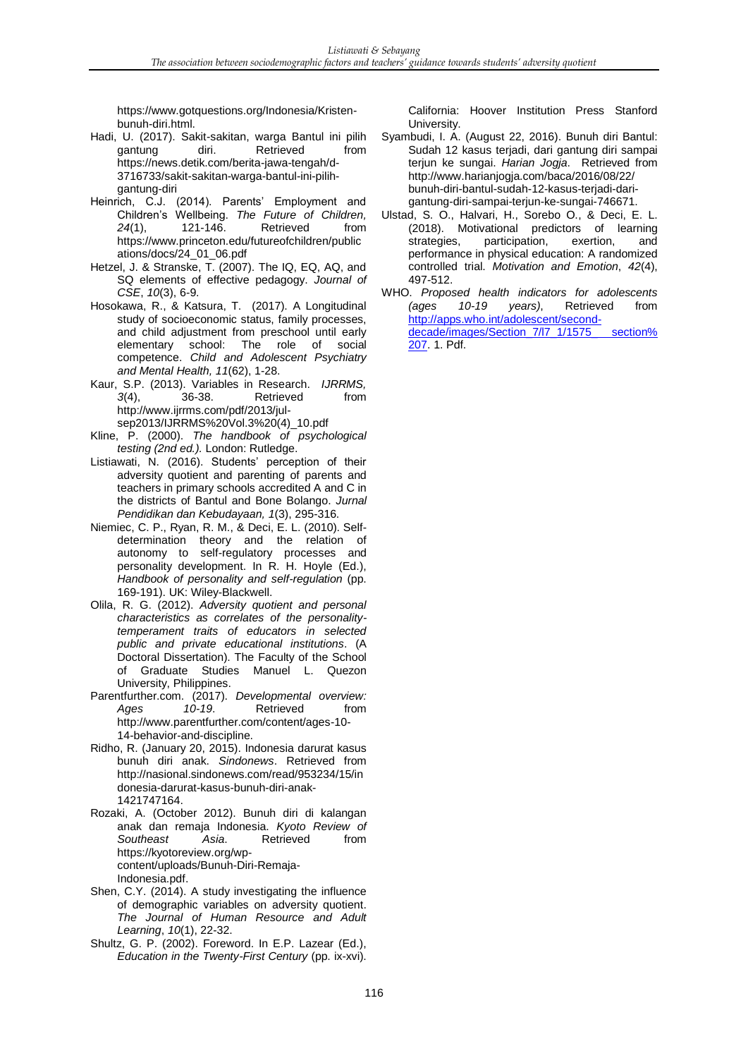https://www.gotquestions.org/Indonesia/Kristen-bunuh-diri.html.

Hadi, U. (2017). Sakit-sakitan, warga Bantul ini pilih gantung diri. Retrieved from https://news.detik.com/berita-jawa-tengah/d-3716733/sakit-sakitan-warga-bantul-ini-pilih-gantung-diri

Heinrich, C.J. (2014). Parents' Employment and Children's Wellbeing. *The Future of Children, 24*(1), 121-146. Retrieved from https://www.princeton.edu/futureofchildren/publications/docs/24_01_06.pdf

Hetzel, J. & Stranske, T. (2007). The IQ, EQ, AQ, and SQ elements of effective pedagogy. *Journal of CSE*, *10*(3), 6-9.

Hosokawa, R., & Katsura, T. (2017). A Longitudinal study of socioeconomic status, family processes, and child adjustment from preschool until early elementary school: The role of social competence. *Child and Adolescent Psychiatry and Mental Health, 11*(62), 1-28.

Kaur, S.P. (2013). Variables in Research. *IJRRMS, 3*(4), 36-38. Retrieved from http://www.ijrrms.com/pdf/2013/jul-sep2013/IJRRMS%20Vol.3%20(4)_10.pdf

Kline, P. (2000). *The handbook of psychological testing (2nd ed.).* London: Rutledge.

Listiawati, N. (2016). Students' perception of their adversity quotient and parenting of parents and teachers in primary schools accredited A and C in the districts of Bantul and Bone Bolango. *Jurnal Pendidikan dan Kebudayaan, 1*(3), 295-316.

Niemiec, C. P., Ryan, R. M., & Deci, E. L. (2010). Self-determination theory and the relation of autonomy to self-regulatory processes and personality development. In R. H. Hoyle (Ed.), *Handbook of personality and self-regulation* (pp. 169-191). UK: Wiley-Blackwell.

Olila, R. G. (2012). *Adversity quotient and personal characteristics as correlates of the personality-temperament traits of educators in selected public and private educational institutions*. (A Doctoral Dissertation). The Faculty of the School of Graduate Studies Manuel L. Quezon University, Philippines.

Parentfurther.com. (2017). *Developmental overview: Ages 10-19*. Retrieved from http://www.parentfurther.com/content/ages-10-14-behavior-and-discipline.

Ridho, R. (January 20, 2015). Indonesia darurat kasus bunuh diri anak. *Sindonews*. Retrieved from http://nasional.sindonews.com/read/953234/15/indonesia-darurat-kasus-bunuh-diri-anak-1421747164.

Rozaki, A. (October 2012). Bunuh diri di kalangan anak dan remaja Indonesia. *Kyoto Review of Southeast Asia*. Retrieved from https://kyotoreview.org/wp-content/uploads/Bunuh-Diri-Remaja-Indonesia.pdf.

Shen, C.Y. (2014). A study investigating the influence of demographic variables on adversity quotient. *The Journal of Human Resource and Adult Learning*, *10*(1), 22-32.

Shultz, G. P. (2002). Foreword. In E.P. Lazear (Ed.), *Education in the Twenty-First Century* (pp. ix-xvi). California: Hoover Institution Press Stanford University.

Syambudi, I. A. (August 22, 2016). Bunuh diri Bantul: Sudah 12 kasus terjadi, dari gantung diri sampai terjun ke sungai. *Harian Jogja*. Retrieved from http://www.harianjogja.com/baca/2016/08/22/bunuh-diri-bantul-sudah-12-kasus-terjadi-dari-gantung-diri-sampai-terjun-ke-sungai-746671.

Ulstad, S. O., Halvari, H., Sorebo O., & Deci, E. L. (2018). Motivational predictors of learning strategies, participation, exertion, and performance in physical education: A randomized controlled trial. *Motivation and Emotion*, *42*(4), 497-512.

WHO. *Proposed health indicators for adolescents (ages 10-19 years)*, Retrieved from http://apps.who.int/adolescent/second-decade/images/Section_7/l7_1/1575 section%207. 1. Pdf.